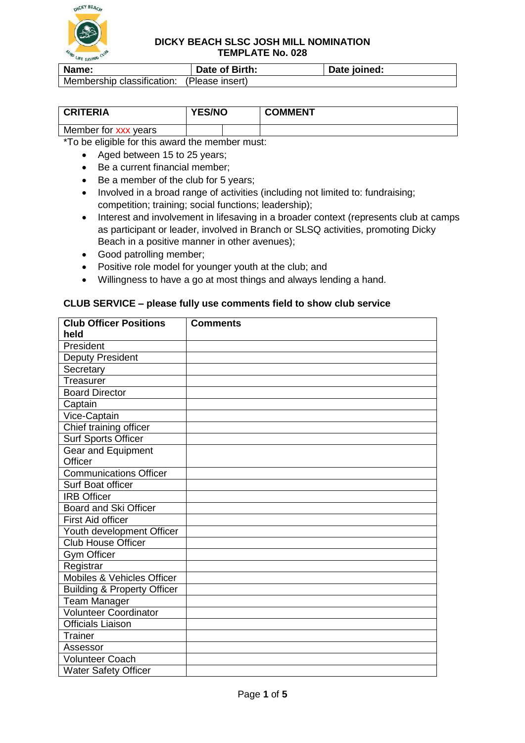# DICKY BEACH SLSC JOSH MILL NOMINATION TEMPLATE No. 028

| **Name:** | **Date of Birth:** | **Date joined:** |
|---|---|---|
| Membership classification: (Please insert) | | |

| **CRITERIA** | **YES/NO** | | **COMMENT** |
|---|---|---|---|
| Member for xxx years | | | |

*To be eligible for this award the member must:

- Aged between 15 to 25 years;
- Be a current financial member;
- Be a member of the club for 5 years;
- Involved in a broad range of activities (including not limited to: fundraising; competition; training; social functions; leadership);
- Interest and involvement in lifesaving in a broader context (represents club at camps as participant or leader, involved in Branch or SLSQ activities, promoting Dicky Beach in a positive manner in other avenues);
- Good patrolling member;
- Positive role model for younger youth at the club; and
- Willingness to have a go at most things and always lending a hand.

**CLUB SERVICE – please fully use comments field to show club service**

| **Club Officer Positions held** | **Comments** |
|---|---|
| President | |
| Deputy President | |
| Secretary | |
| Treasurer | |
| Board Director | |
| Captain | |
| Vice-Captain | |
| Chief training officer | |
| Surf Sports Officer | |
| Gear and Equipment Officer | |
| Communications Officer | |
| Surf Boat officer | |
| IRB Officer | |
| Board and Ski Officer | |
| First Aid officer | |
| Youth development Officer | |
| Club House Officer | |
| Gym Officer | |
| Registrar | |
| Mobiles & Vehicles Officer | |
| Building & Property Officer | |
| Team Manager | |
| Volunteer Coordinator | |
| Officials Liaison | |
| Trainer | |
| Assessor | |
| Volunteer Coach | |
| Water Safety Officer | |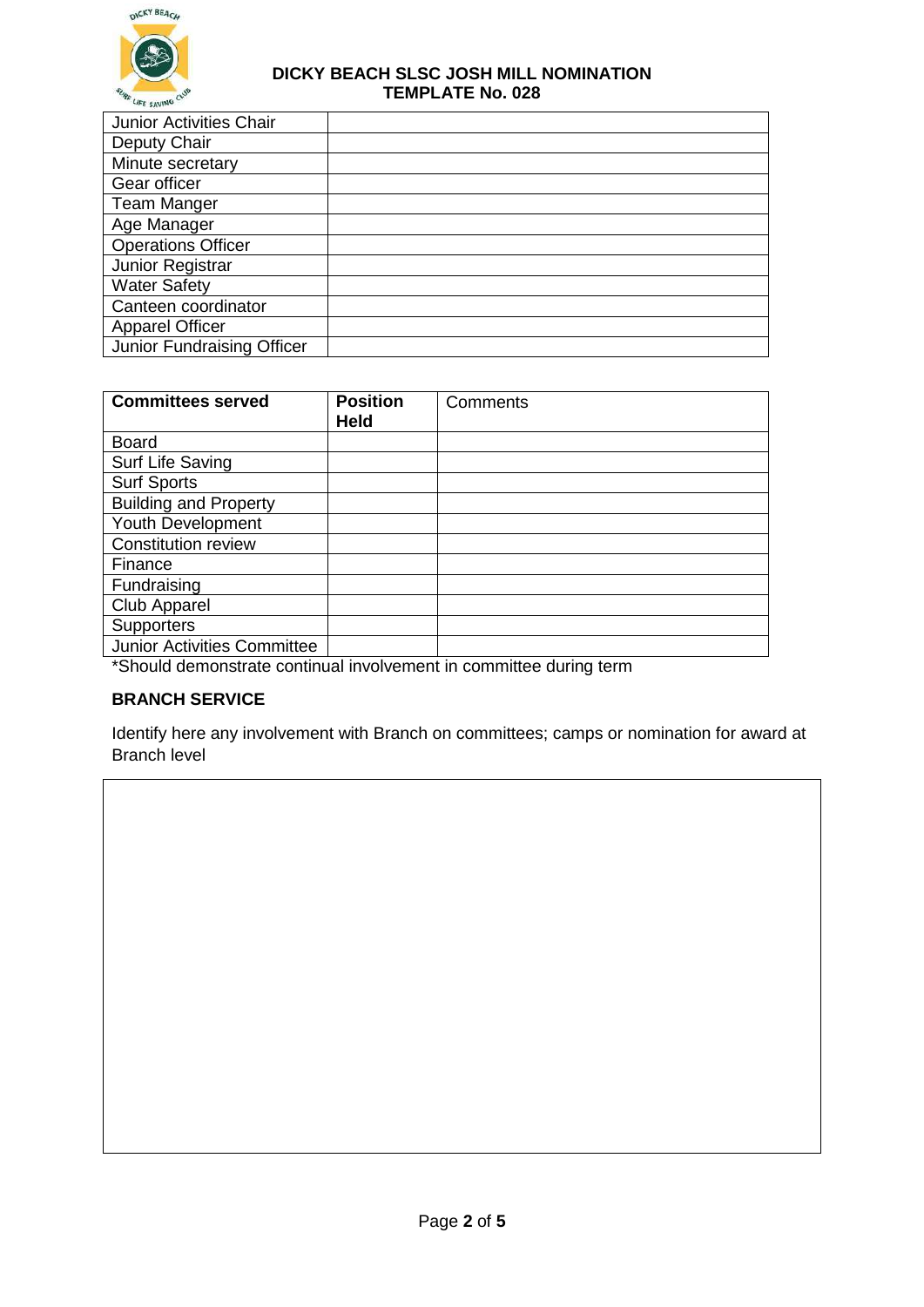| Junior Activities Chair | |
|---|---|
| Deputy Chair | |
| Minute secretary | |
| Gear officer | |
| Team Manger | |
| Age Manager | |
| Operations Officer | |
| Junior Registrar | |
| Water Safety | |
| Canteen coordinator | |
| Apparel Officer | |
| Junior Fundraising Officer | |

| **Committees served** | **Position Held** | Comments |
|---|---|---|
| Board | | |
| Surf Life Saving | | |
| Surf Sports | | |
| Building and Property | | |
| Youth Development | | |
| Constitution review | | |
| Finance | | |
| Fundraising | | |
| Club Apparel | | |
| Supporters | | |
| Junior Activities Committee | | |

*Should demonstrate continual involvement in committee during term

**BRANCH SERVICE**

Identify here any involvement with Branch on committees; camps or nomination for award at Branch level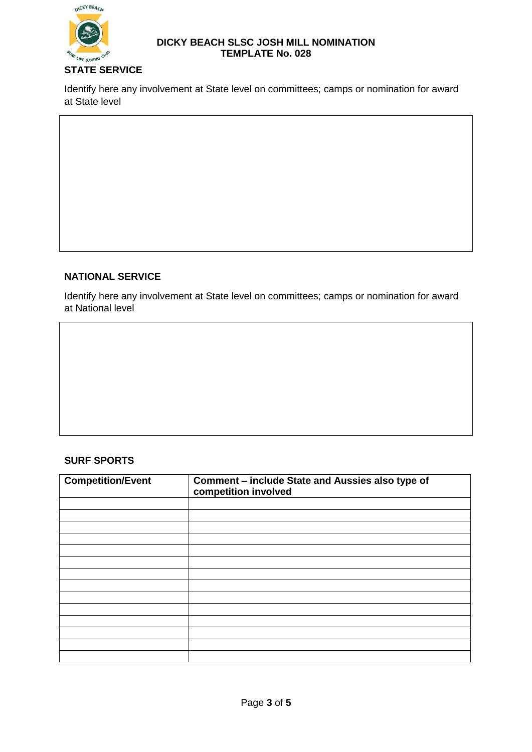**DICKY BEACH SLSC JOSH MILL NOMINATION TEMPLATE No. 028**

## STATE SERVICE

Identify here any involvement at State level on committees; camps or nomination for award at State level

## NATIONAL SERVICE

Identify here any involvement at State level on committees; camps or nomination for award at National level

## SURF SPORTS

| Competition/Event | Comment – include State and Aussies also type of competition involved |
|---|---|
| | |
| | |
| | |
| | |
| | |
| | |
| | |
| | |
| | |
| | |
| | |
| | |
| | |
| | |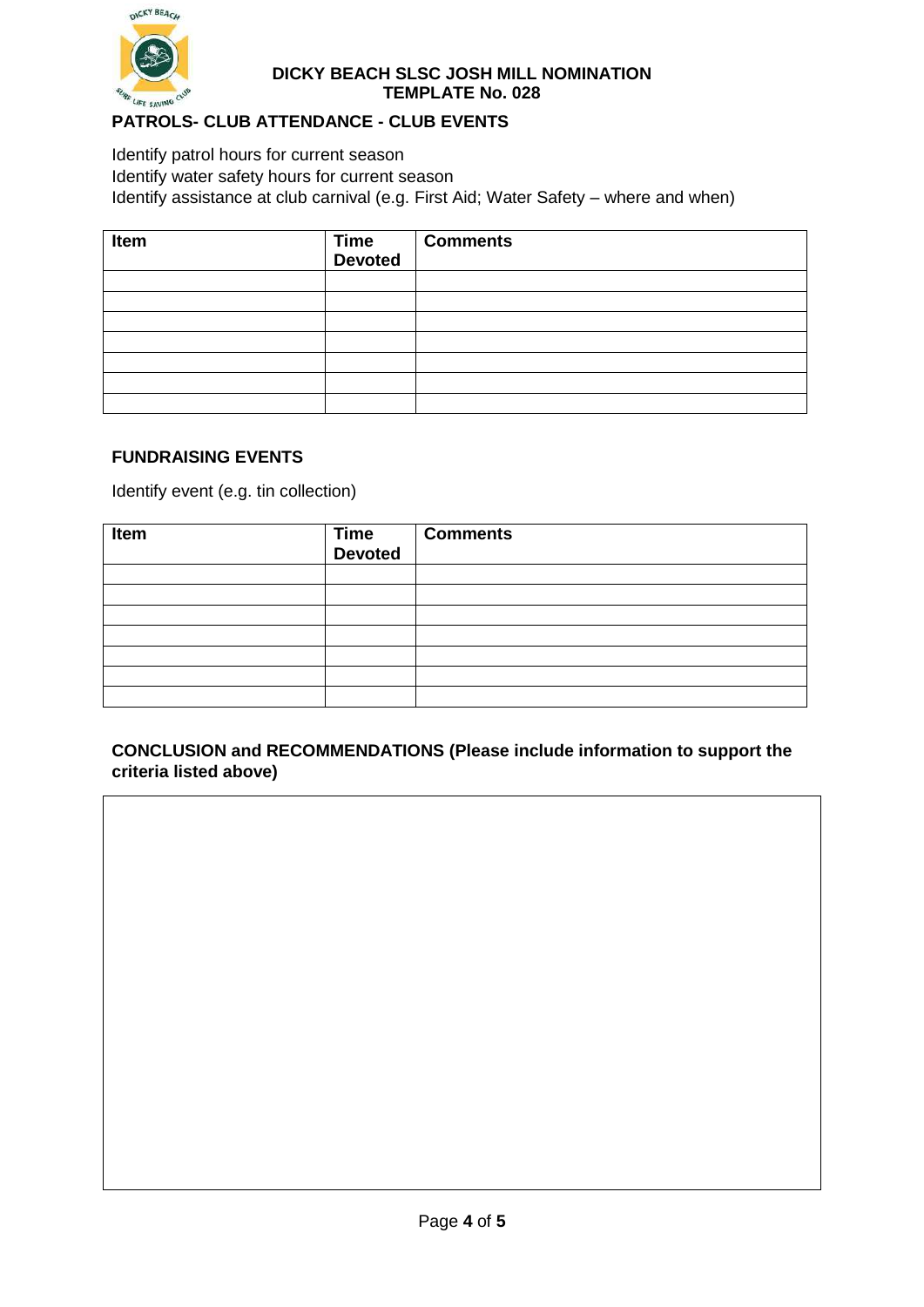**DICKY BEACH SLSC JOSH MILL NOMINATION**
**TEMPLATE No. 028**

## PATROLS- CLUB ATTENDANCE - CLUB EVENTS

Identify patrol hours for current season
Identify water safety hours for current season
Identify assistance at club carnival (e.g. First Aid; Water Safety – where and when)

| Item | Time Devoted | Comments |
| --- | --- | --- |
| | | |
| | | |
| | | |
| | | |
| | | |
| | | |
| | | |

## FUNDRAISING EVENTS

Identify event (e.g. tin collection)

| Item | Time Devoted | Comments |
| --- | --- | --- |
| | | |
| | | |
| | | |
| | | |
| | | |
| | | |
| | | |

## CONCLUSION and RECOMMENDATIONS (Please include information to support the criteria listed above)

| |
| --- |
| |